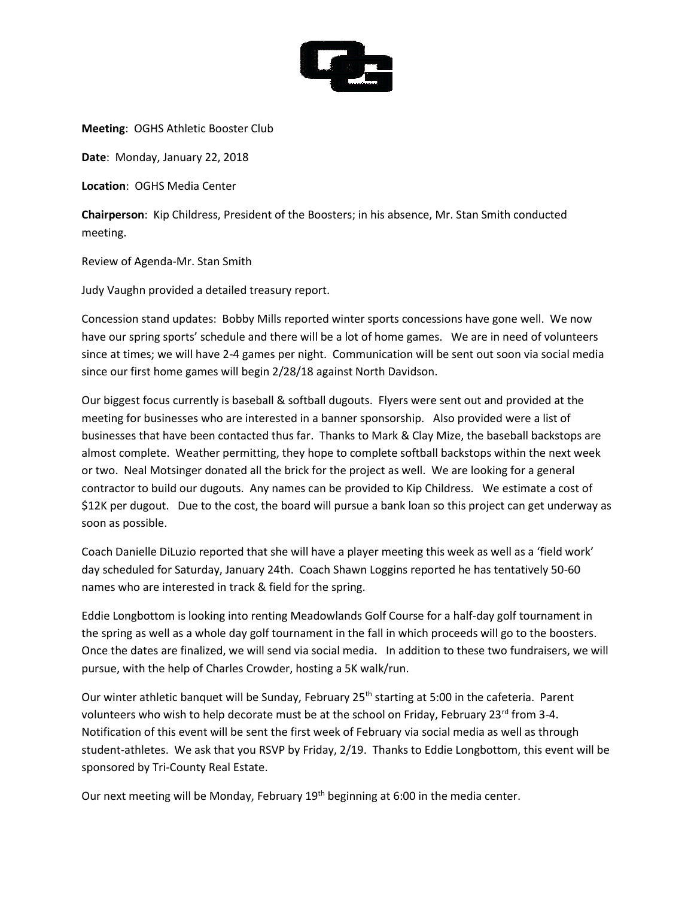**Meeting**: OGHS Athletic Booster Club

**Date**: Monday, January 22, 2018

**Location**: OGHS Media Center

**Chairperson**: Kip Childress, President of the Boosters; in his absence, Mr. Stan Smith conducted meeting.

Review of Agenda-Mr. Stan Smith

Judy Vaughn provided a detailed treasury report.

Concession stand updates: Bobby Mills reported winter sports concessions have gone well. We now have our spring sports' schedule and there will be a lot of home games. We are in need of volunteers since at times; we will have 2-4 games per night. Communication will be sent out soon via social media since our first home games will begin 2/28/18 against North Davidson.

Our biggest focus currently is baseball & softball dugouts. Flyers were sent out and provided at the meeting for businesses who are interested in a banner sponsorship. Also provided were a list of businesses that have been contacted thus far. Thanks to Mark & Clay Mize, the baseball backstops are almost complete. Weather permitting, they hope to complete softball backstops within the next week or two. Neal Motsinger donated all the brick for the project as well. We are looking for a general contractor to build our dugouts. Any names can be provided to Kip Childress. We estimate a cost of $12K per dugout. Due to the cost, the board will pursue a bank loan so this project can get underway as soon as possible.

Coach Danielle DiLuzio reported that she will have a player meeting this week as well as a 'field work' day scheduled for Saturday, January 24th. Coach Shawn Loggins reported he has tentatively 50-60 names who are interested in track & field for the spring.

Eddie Longbottom is looking into renting Meadowlands Golf Course for a half-day golf tournament in the spring as well as a whole day golf tournament in the fall in which proceeds will go to the boosters. Once the dates are finalized, we will send via social media. In addition to these two fundraisers, we will pursue, with the help of Charles Crowder, hosting a 5K walk/run.

Our winter athletic banquet will be Sunday, February 25th starting at 5:00 in the cafeteria. Parent volunteers who wish to help decorate must be at the school on Friday, February 23rd from 3-4. Notification of this event will be sent the first week of February via social media as well as through student-athletes. We ask that you RSVP by Friday, 2/19. Thanks to Eddie Longbottom, this event will be sponsored by Tri-County Real Estate.

Our next meeting will be Monday, February 19th beginning at 6:00 in the media center.